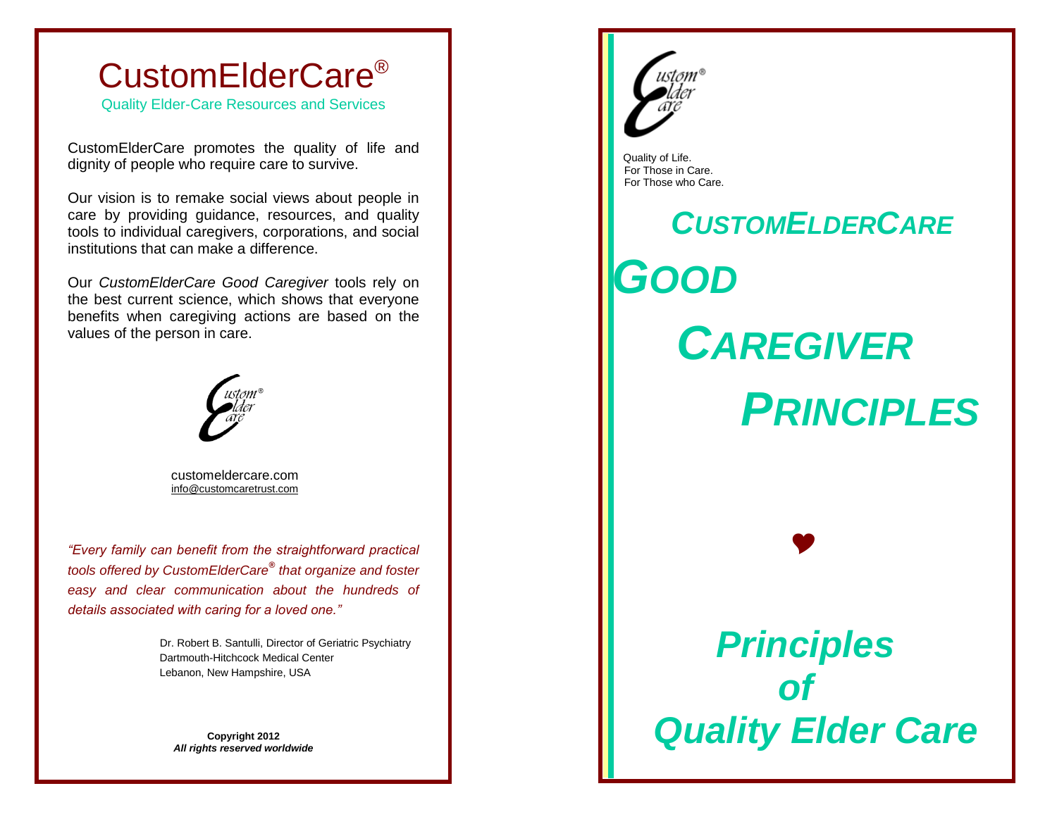# CustomElderCare®

Quality Elder-Care Resources and Services

CustomElderCare promotes the quality of life and dignity of people who require care to survive.

Our vision is to remake social views about people in care by providing guidance, resources, and quality tools to individual caregivers, corporations, and social institutions that can make a difference.

Our *CustomElderCare Good Caregiver* tools rely on the best current science, which shows that everyone benefits when caregiving actions are based on the values of the person in care.

Custom® Elder Care

customeldercare.com
info@customcaretrust.com

*"Every family can benefit from the straightforward practical tools offered by CustomElderCare® that organize and foster easy and clear communication about the hundreds of details associated with caring for a loved one."*

Dr. Robert B. Santulli, Director of Geriatric Psychiatry
Dartmouth-Hitchcock Medical Center
Lebanon, New Hampshire, USA

**Copyright 2012**
***All rights reserved worldwide***

Custom® Elder Care

Quality of Life.
For Those in Care.
For Those who Care.

# *CUSTOMELDERCARE*

# *GOOD CAREGIVER PRINCIPLES*

❤

## *Principles of Quality Elder Care*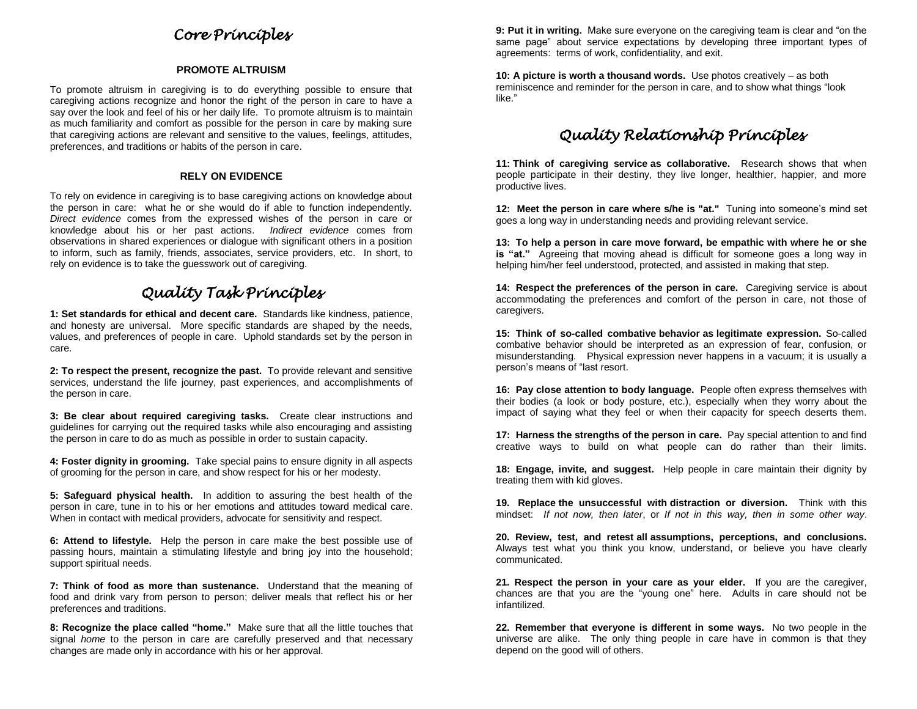# *Core Principles*

### PROMOTE ALTRUISM

To promote altruism in caregiving is to do everything possible to ensure that caregiving actions recognize and honor the right of the person in care to have a say over the look and feel of his or her daily life. To promote altruism is to maintain as much familiarity and comfort as possible for the person in care by making sure that caregiving actions are relevant and sensitive to the values, feelings, attitudes, preferences, and traditions or habits of the person in care.

### RELY ON EVIDENCE

To rely on evidence in caregiving is to base caregiving actions on knowledge about the person in care: what he or she would do if able to function independently. *Direct evidence* comes from the expressed wishes of the person in care or knowledge about his or her past actions. *Indirect evidence* comes from observations in shared experiences or dialogue with significant others in a position to inform, such as family, friends, associates, service providers, etc. In short, to rely on evidence is to take the guesswork out of caregiving.

# *Quality Task Principles*

**1: Set standards for ethical and decent care.** Standards like kindness, patience, and honesty are universal. More specific standards are shaped by the needs, values, and preferences of people in care. Uphold standards set by the person in care.

**2: To respect the present, recognize the past.** To provide relevant and sensitive services, understand the life journey, past experiences, and accomplishments of the person in care.

**3: Be clear about required caregiving tasks.** Create clear instructions and guidelines for carrying out the required tasks while also encouraging and assisting the person in care to do as much as possible in order to sustain capacity.

**4: Foster dignity in grooming.** Take special pains to ensure dignity in all aspects of grooming for the person in care, and show respect for his or her modesty.

**5: Safeguard physical health.** In addition to assuring the best health of the person in care, tune in to his or her emotions and attitudes toward medical care. When in contact with medical providers, advocate for sensitivity and respect.

**6: Attend to lifestyle.** Help the person in care make the best possible use of passing hours, maintain a stimulating lifestyle and bring joy into the household; support spiritual needs.

**7: Think of food as more than sustenance.** Understand that the meaning of food and drink vary from person to person; deliver meals that reflect his or her preferences and traditions.

**8: Recognize the place called "home."** Make sure that all the little touches that signal *home* to the person in care are carefully preserved and that necessary changes are made only in accordance with his or her approval.

**9: Put it in writing.** Make sure everyone on the caregiving team is clear and "on the same page" about service expectations by developing three important types of agreements: terms of work, confidentiality, and exit.

**10: A picture is worth a thousand words.** Use photos creatively – as both reminiscence and reminder for the person in care, and to show what things "look like."

# *Quality Relationship Principles*

**11: Think of caregiving service as collaborative.** Research shows that when people participate in their destiny, they live longer, healthier, happier, and more productive lives.

**12: Meet the person in care where s/he is "at."** Tuning into someone's mind set goes a long way in understanding needs and providing relevant service.

**13: To help a person in care move forward, be empathic with where he or she is "at."** Agreeing that moving ahead is difficult for someone goes a long way in helping him/her feel understood, protected, and assisted in making that step.

**14: Respect the preferences of the person in care.** Caregiving service is about accommodating the preferences and comfort of the person in care, not those of caregivers.

**15: Think of so-called combative behavior as legitimate expression.** So-called combative behavior should be interpreted as an expression of fear, confusion, or misunderstanding. Physical expression never happens in a vacuum; it is usually a person's means of "last resort.

**16: Pay close attention to body language.** People often express themselves with their bodies (a look or body posture, etc.), especially when they worry about the impact of saying what they feel or when their capacity for speech deserts them.

**17: Harness the strengths of the person in care.** Pay special attention to and find creative ways to build on what people can do rather than their limits.

**18: Engage, invite, and suggest.** Help people in care maintain their dignity by treating them with kid gloves.

**19. Replace the unsuccessful with distraction or diversion.** Think with this mindset: *If not now, then later*, or *If not in this way, then in some other way*.

**20. Review, test, and retest all assumptions, perceptions, and conclusions.** Always test what you think you know, understand, or believe you have clearly communicated.

**21. Respect the person in your care as your elder.** If you are the caregiver, chances are that you are the "young one" here. Adults in care should not be infantilized.

**22. Remember that everyone is different in some ways.** No two people in the universe are alike. The only thing people in care have in common is that they depend on the good will of others.